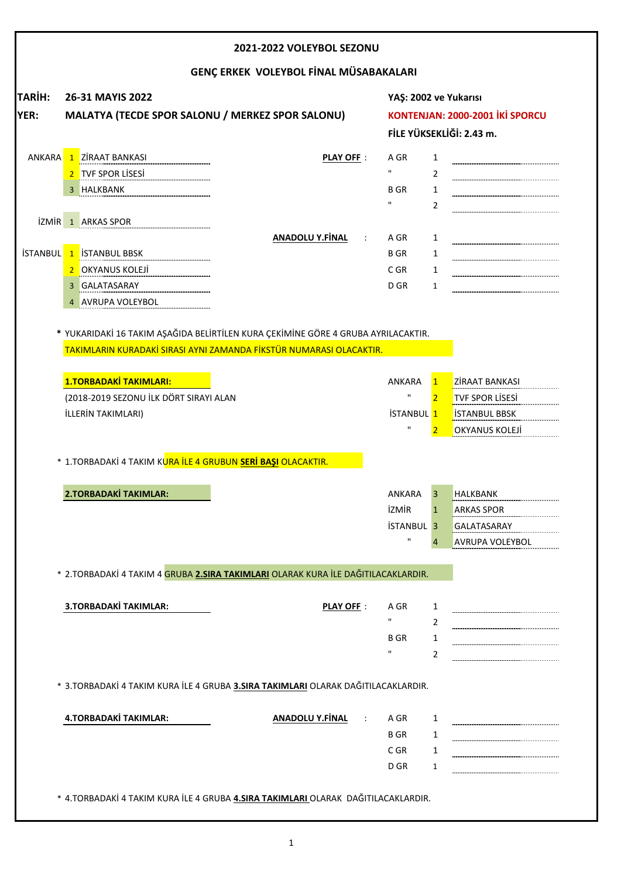# 2021-2022 VOLEYBOL SEZONU

## GENÇ ERKEK VOLEYBOL FİNAL MÜSABAKALARI

**TARİH:** **26-31 MAYIS 2022** — **YAŞ: 2002 ve Yukarısı**

**YER:** **MALATYA (TECDE SPOR SALONU / MERKEZ SPOR SALONU)** — **KONTENJAN: 2000-2001 İKİ SPORCU**

**FİLE YÜKSEKLİĞİ: 2.43 m.**

| İl | Sıra | Takım |
|---|---|---|
| ANKARA | 1 | ZİRAAT BANKASI |
| | 2 | TVF SPOR LİSESİ |
| | 3 | HALKBANK |
| İZMİR | 1 | ARKAS SPOR |
| İSTANBUL | 1 | İSTANBUL BBSK |
| | 2 | OKYANUS KOLEJİ |
| | 3 | GALATASARAY |
| | 4 | AVRUPA VOLEYBOL |

**PLAY OFF** :

| Grup | Sıra | Takım |
|---|---|---|
| A GR | 1 | |
| " | 2 | |
| B GR | 1 | |
| " | 2 | |

**ANADOLU Y.FİNAL** :

| Grup | Sıra | Takım |
|---|---|---|
| A GR | 1 | |
| B GR | 1 | |
| C GR | 1 | |
| D GR | 1 | |

\* YUKARIDAKİ 16 TAKIM AŞAĞIDA BELİRTİLEN KURA ÇEKİMİNE GÖRE 4 GRUBA AYRILACAKTIR.
TAKIMLARIN KURADAKİ SIRASI AYNI ZAMANDA FİKSTÜR NUMARASI OLACAKTIR.

**1.TORBADAKİ TAKIMLARI:**

(2018-2019 SEZONU İLK DÖRT SIRAYI ALAN İLLERİN TAKIMLARI)

| İl | Sıra | Takım |
|---|---|---|
| ANKARA | 1 | ZİRAAT BANKASI |
| " | 2 | TVF SPOR LİSESİ |
| İSTANBUL | 1 | İSTANBUL BBSK |
| " | 2 | OKYANUS KOLEJİ |

\* 1.TORBADAKİ 4 TAKIM KURA İLE 4 GRUBUN **SERİ BAŞI** OLACAKTIR.

**2.TORBADAKİ TAKIMLAR:**

| İl | Sıra | Takım |
|---|---|---|
| ANKARA | 3 | HALKBANK |
| İZMİR | 1 | ARKAS SPOR |
| İSTANBUL | 3 | GALATASARAY |
| " | 4 | AVRUPA VOLEYBOL |

\* 2.TORBADAKİ 4 TAKIM 4 GRUBA **2.SIRA TAKIMLARI** OLARAK KURA İLE DAĞITILACAKLARDIR.

**3.TORBADAKİ TAKIMLAR:**

**PLAY OFF** :

| Grup | Sıra | Takım |
|---|---|---|
| A GR | 1 | |
| " | 2 | |
| B GR | 1 | |
| " | 2 | |

\* 3.TORBADAKİ 4 TAKIM KURA İLE 4 GRUBA **3.SIRA TAKIMLARI** OLARAK DAĞITILACAKLARDIR.

**4.TORBADAKİ TAKIMLAR:**

**ANADOLU Y.FİNAL** :

| Grup | Sıra | Takım |
|---|---|---|
| A GR | 1 | |
| B GR | 1 | |
| C GR | 1 | |
| D GR | 1 | |

\* 4.TORBADAKİ 4 TAKIM KURA İLE 4 GRUBA **4.SIRA TAKIMLARI** OLARAK DAĞITILACAKLARDIR.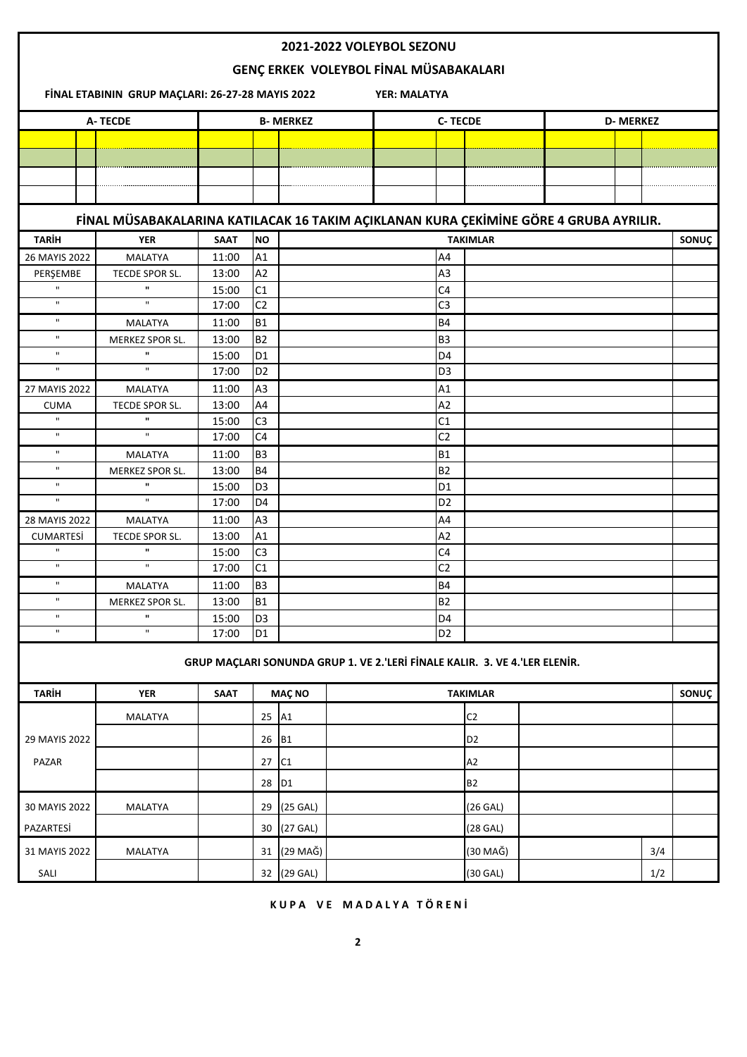# 2021-2022 VOLEYBOL SEZONU

## GENÇ ERKEK VOLEYBOL FİNAL MÜSABAKALARI

**FİNAL ETABININ GRUP MAÇLARI: 26-27-28 MAYIS 2022** **YER: MALATYA**

| A- TECDE | B- MERKEZ | C- TECDE | D- MERKEZ |
|---|---|---|---|
| | | | |
| | | | |
| | | | |
| | | | |

**FİNAL MÜSABAKALARINA KATILACAK 16 TAKIM AÇIKLANAN KURA ÇEKİMİNE GÖRE 4 GRUBA AYRILIR.**

| TARİH | YER | SAAT | NO | TAKIMLAR | | | SONUÇ |
|---|---|---|---|---|---|---|---|
| 26 MAYIS 2022 | MALATYA | 11:00 | A1 | | A4 | | |
| PERŞEMBE | TECDE SPOR SL. | 13:00 | A2 | | A3 | | |
| " | " | 15:00 | C1 | | C4 | | |
| " | " | 17:00 | C2 | | C3 | | |
| " | MALATYA | 11:00 | B1 | | B4 | | |
| " | MERKEZ SPOR SL. | 13:00 | B2 | | B3 | | |
| " | " | 15:00 | D1 | | D4 | | |
| " | " | 17:00 | D2 | | D3 | | |
| 27 MAYIS 2022 | MALATYA | 11:00 | A3 | | A1 | | |
| CUMA | TECDE SPOR SL. | 13:00 | A4 | | A2 | | |
| " | " | 15:00 | C3 | | C1 | | |
| " | " | 17:00 | C4 | | C2 | | |
| " | MALATYA | 11:00 | B3 | | B1 | | |
| " | MERKEZ SPOR SL. | 13:00 | B4 | | B2 | | |
| " | " | 15:00 | D3 | | D1 | | |
| " | " | 17:00 | D4 | | D2 | | |
| 28 MAYIS 2022 | MALATYA | 11:00 | A3 | | A4 | | |
| CUMARTESİ | TECDE SPOR SL. | 13:00 | A1 | | A2 | | |
| " | " | 15:00 | C3 | | C4 | | |
| " | " | 17:00 | C1 | | C2 | | |
| " | MALATYA | 11:00 | B3 | | B4 | | |
| " | MERKEZ SPOR SL. | 13:00 | B1 | | B2 | | |
| " | " | 15:00 | D3 | | D4 | | |
| " | " | 17:00 | D1 | | D2 | | |

**GRUP MAÇLARI SONUNDA GRUP 1. VE 2.'LERİ FİNALE KALIR. 3. VE 4.'LER ELENİR.**

| TARİH | YER | SAAT | MAÇ NO | | TAKIMLAR | | | | SONUÇ |
|---|---|---|---|---|---|---|---|---|---|
| | MALATYA | | 25 | A1 | | C2 | | | |
| 29 MAYIS 2022 | | | 26 | B1 | | D2 | | | |
| PAZAR | | | 27 | C1 | | A2 | | | |
| | | | 28 | D1 | | B2 | | | |
| 30 MAYIS 2022 | MALATYA | | 29 | (25 GAL) | | (26 GAL) | | | |
| PAZARTESİ | | | 30 | (27 GAL) | | (28 GAL) | | | |
| 31 MAYIS 2022 | MALATYA | | 31 | (29 MAĞ) | | (30 MAĞ) | | 3/4 | |
| SALI | | | 32 | (29 GAL) | | (30 GAL) | | 1/2 | |

**K U P A V E M A D A L Y A T Ö R E N İ**